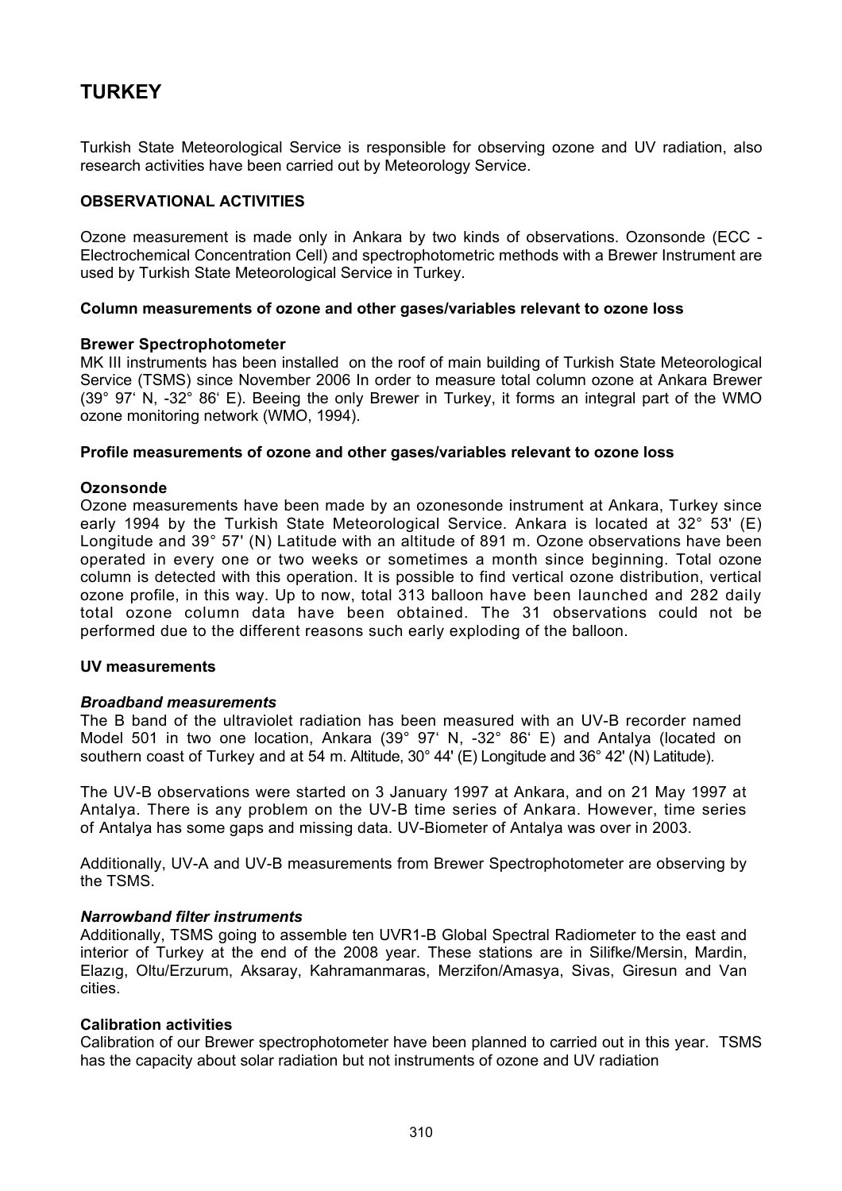# TURKEY

Turkish State Meteorological Service is responsible for observing ozone and UV radiation, also research activities have been carried out by Meteorology Service.

## OBSERVATIONAL ACTIVITIES

Ozone measurement is made only in Ankara by two kinds of observations. Ozonsonde (ECC - Electrochemical Concentration Cell) and spectrophotometric methods with a Brewer Instrument are used by Turkish State Meteorological Service in Turkey.

### Column measurements of ozone and other gases/variables relevant to ozone loss

**Brewer Spectrophotometer**

MK III instruments has been installed on the roof of main building of Turkish State Meteorological Service (TSMS) since November 2006 In order to measure total column ozone at Ankara Brewer (39° 97' N, -32° 86' E). Beeing the only Brewer in Turkey, it forms an integral part of the WMO ozone monitoring network (WMO, 1994).

### Profile measurements of ozone and other gases/variables relevant to ozone loss

**Ozonsonde**

Ozone measurements have been made by an ozonesonde instrument at Ankara, Turkey since early 1994 by the Turkish State Meteorological Service. Ankara is located at 32° 53' (E) Longitude and 39° 57' (N) Latitude with an altitude of 891 m. Ozone observations have been operated in every one or two weeks or sometimes a month since beginning. Total ozone column is detected with this operation. It is possible to find vertical ozone distribution, vertical ozone profile, in this way. Up to now, total 313 balloon have been launched and 282 daily total ozone column data have been obtained. The 31 observations could not be performed due to the different reasons such early exploding of the balloon.

### UV measurements

***Broadband measurements***

The B band of the ultraviolet radiation has been measured with an UV-B recorder named Model 501 in two one location, Ankara (39° 97' N, -32° 86' E) and Antalya (located on southern coast of Turkey and at 54 m. Altitude, 30° 44' (E) Longitude and 36° 42' (N) Latitude).

The UV-B observations were started on 3 January 1997 at Ankara, and on 21 May 1997 at Antalya. There is any problem on the UV-B time series of Ankara. However, time series of Antalya has some gaps and missing data. UV-Biometer of Antalya was over in 2003.

Additionally, UV-A and UV-B measurements from Brewer Spectrophotometer are observing by the TSMS.

***Narrowband filter instruments***

Additionally, TSMS going to assemble ten UVR1-B Global Spectral Radiometer to the east and interior of Turkey at the end of the 2008 year. These stations are in Silifke/Mersin, Mardin, Elazıg, Oltu/Erzurum, Aksaray, Kahramanmaras, Merzifon/Amasya, Sivas, Giresun and Van cities.

### Calibration activities

Calibration of our Brewer spectrophotometer have been planned to carried out in this year. TSMS has the capacity about solar radiation but not instruments of ozone and UV radiation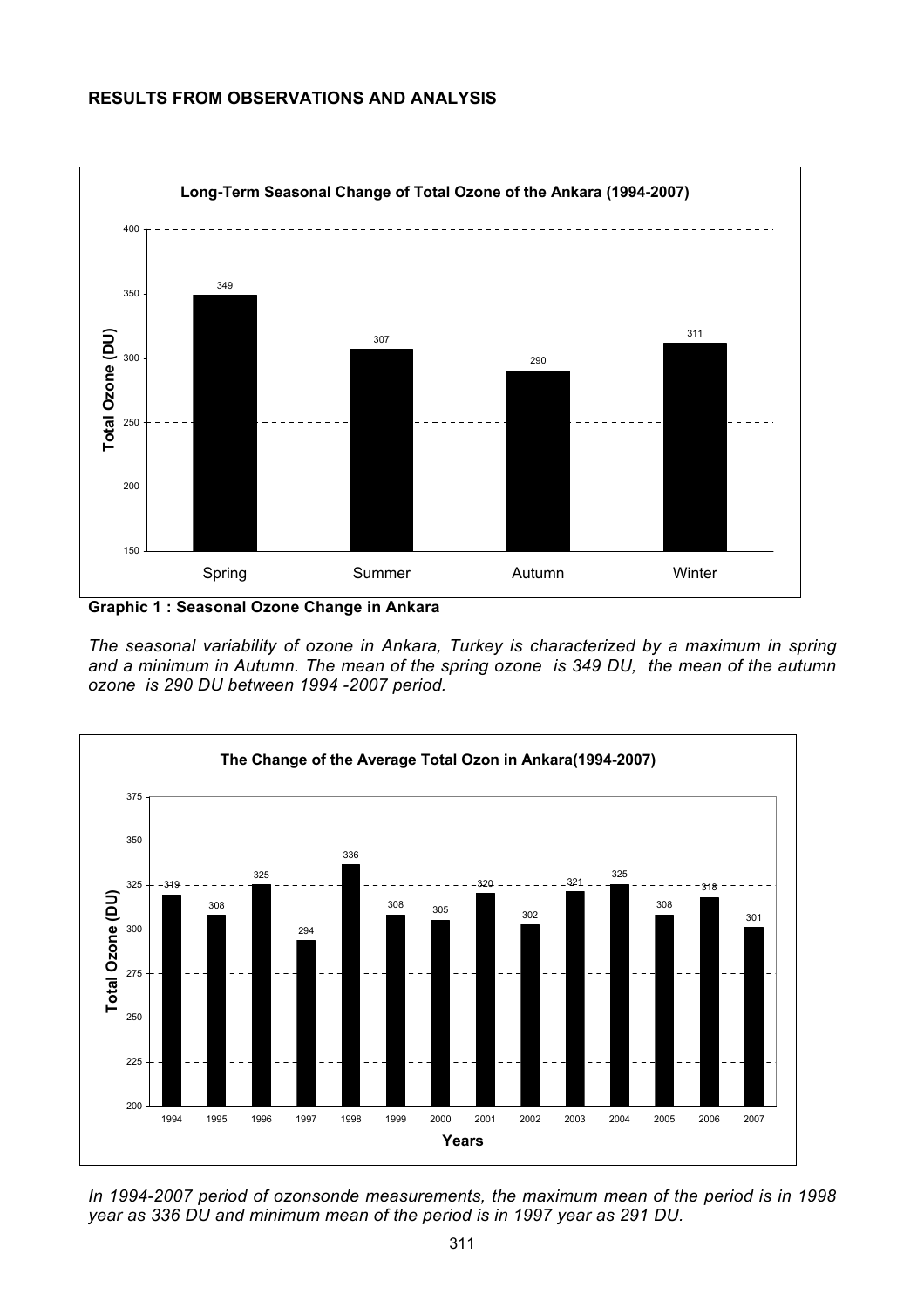## RESULTS FROM OBSERVATIONS AND ANALYSIS

**Long-Term Seasonal Change of Total Ozone of the Ankara (1994-2007)**

| Season | Total Ozone (DU) |
|---|---|
| Spring | 349 |
| Summer | 307 |
| Autumn | 290 |
| Winter | 311 |

**Graphic 1 : Seasonal Ozone Change in Ankara**

*The seasonal variability of ozone in Ankara, Turkey is characterized by a maximum in spring and a minimum in Autumn. The mean of the spring ozone is 349 DU, the mean of the autumn ozone is 290 DU between 1994 -2007 period.*

**The Change of the Average Total Ozon in Ankara(1994-2007)**

| Years | Total Ozone (DU) |
|---|---|
| 1994 | 319 |
| 1995 | 308 |
| 1996 | 325 |
| 1997 | 294 |
| 1998 | 336 |
| 1999 | 308 |
| 2000 | 305 |
| 2001 | 320 |
| 2002 | 302 |
| 2003 | 321 |
| 2004 | 325 |
| 2005 | 308 |
| 2006 | 318 |
| 2007 | 301 |

*In 1994-2007 period of ozonsonde measurements, the maximum mean of the period is in 1998 year as 336 DU and minimum mean of the period is in 1997 year as 291 DU.*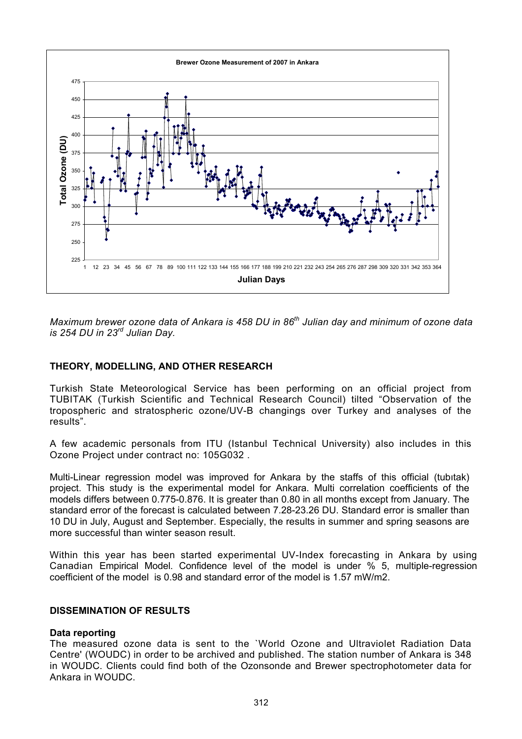*Maximum brewer ozone data of Ankara is 458 DU in 86th Julian day and minimum of ozone data is 254 DU in 23rd Julian Day.*

## THEORY, MODELLING, AND OTHER RESEARCH

Turkish State Meteorological Service has been performing on an official project from TUBITAK (Turkish Scientific and Technical Research Council) tilted "Observation of the tropospheric and stratospheric ozone/UV-B changings over Turkey and analyses of the results".

A few academic personals from ITU (Istanbul Technical University) also includes in this Ozone Project under contract no: 105G032 .

Multi-Linear regression model was improved for Ankara by the staffs of this official (tubıtak) project. This study is the experimental model for Ankara. Multi correlation coefficients of the models differs between 0.775-0.876. It is greater than 0.80 in all months except from January. The standard error of the forecast is calculated between 7.28-23.26 DU. Standard error is smaller than 10 DU in July, August and September. Especially, the results in summer and spring seasons are more successful than winter season result.

Within this year has been started experimental UV-Index forecasting in Ankara by using Canadian Empirical Model. Confidence level of the model is under % 5, multiple-regression coefficient of the model is 0.98 and standard error of the model is 1.57 mW/m2.

## DISSEMINATION OF RESULTS

### Data reporting

The measured ozone data is sent to the `World Ozone and Ultraviolet Radiation Data Centre' (WOUDC) in order to be archived and published. The station number of Ankara is 348 in WOUDC. Clients could find both of the Ozonsonde and Brewer spectrophotometer data for Ankara in WOUDC.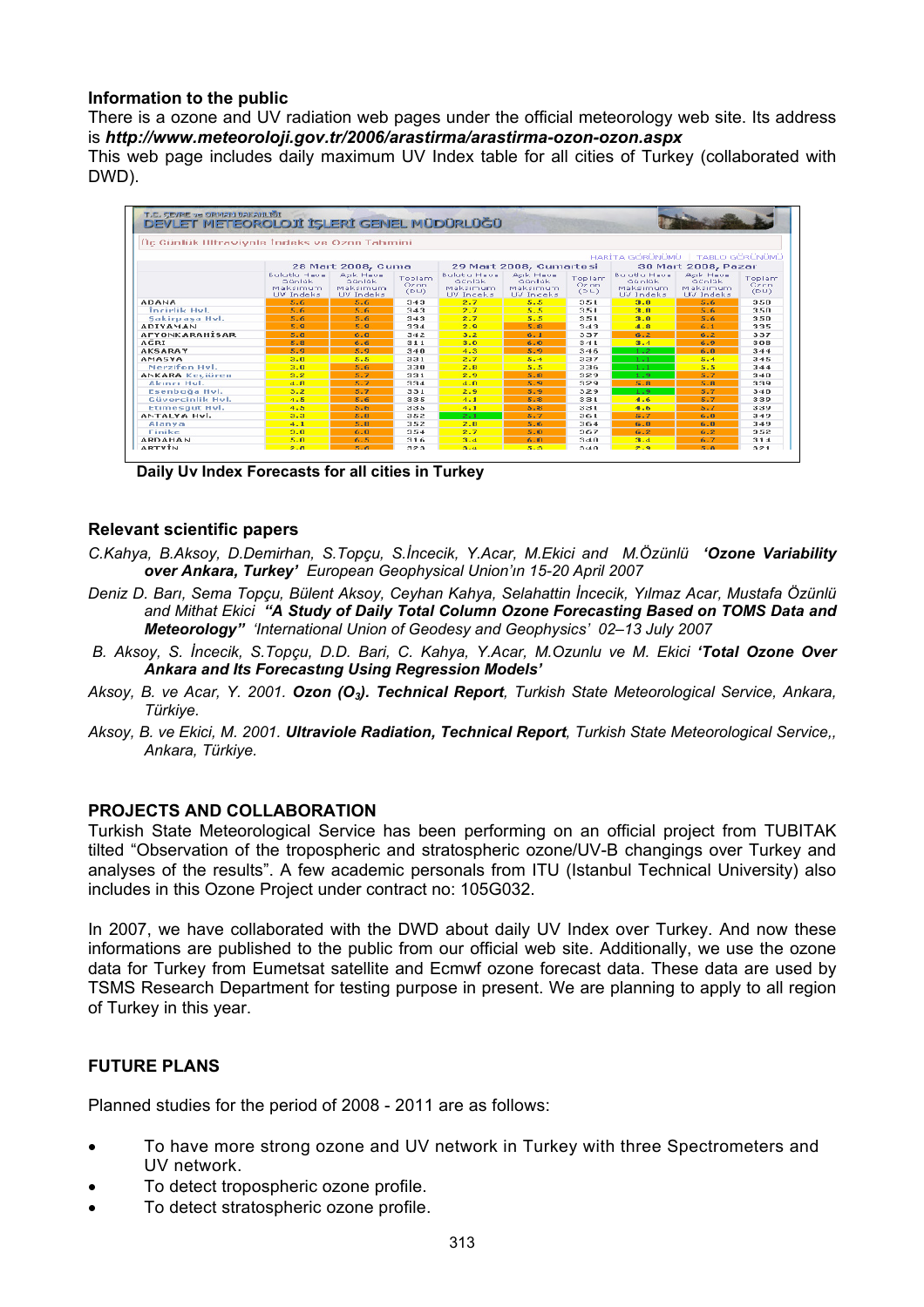## Information to the public

There is a ozone and UV radiation web pages under the official meteorology web site. Its address is ***http://www.meteoroloji.gov.tr/2006/arastirma/arastirma-ozon-ozon.aspx***

This web page includes daily maximum UV Index table for all cities of Turkey (collaborated with DWD).

**Daily Uv Index Forecasts for all cities in Turkey**

## Relevant scientific papers

*C.Kahya, B.Aksoy, D.Demirhan, S.Topçu, S.İncecik, Y.Acar, M.Ekici and M.Özünlü* ***'Ozone Variability over Ankara, Turkey'*** *European Geophysical Union'ın 15-20 April 2007*

*Deniz D. Barı, Sema Topçu, Bülent Aksoy, Ceyhan Kahya, Selahattin İncecik, Yılmaz Acar, Mustafa Özünlü and Mithat Ekici* ***"A Study of Daily Total Column Ozone Forecasting Based on TOMS Data and Meteorology"*** *'International Union of Geodesy and Geophysics' 02–13 July 2007*

*B. Aksoy, S. İncecik, S.Topçu, D.D. Bari, C. Kahya, Y.Acar, M.Ozunlu ve M. Ekici* ***'Total Ozone Over Ankara and Its Forecastıng Using Regression Models'***

*Aksoy, B. ve Acar, Y. 2001.* ***Ozon ($O_3$). Technical Report****, Turkish State Meteorological Service, Ankara, Türkiye.*

*Aksoy, B. ve Ekici, M. 2001.* ***Ultraviole Radiation, Technical Report****, Turkish State Meteorological Service,, Ankara, Türkiye.*

## PROJECTS AND COLLABORATION

Turkish State Meteorological Service has been performing on an official project from TUBITAK tilted "Observation of the tropospheric and stratospheric ozone/UV-B changings over Turkey and analyses of the results". A few academic personals from ITU (Istanbul Technical University) also includes in this Ozone Project under contract no: 105G032.

In 2007, we have collaborated with the DWD about daily UV Index over Turkey. And now these informations are published to the public from our official web site. Additionally, we use the ozone data for Turkey from Eumetsat satellite and Ecmwf ozone forecast data. These data are used by TSMS Research Department for testing purpose in present. We are planning to apply to all region of Turkey in this year.

## FUTURE PLANS

Planned studies for the period of 2008 - 2011 are as follows:

- To have more strong ozone and UV network in Turkey with three Spectrometers and UV network.
- To detect tropospheric ozone profile.
- To detect stratospheric ozone profile.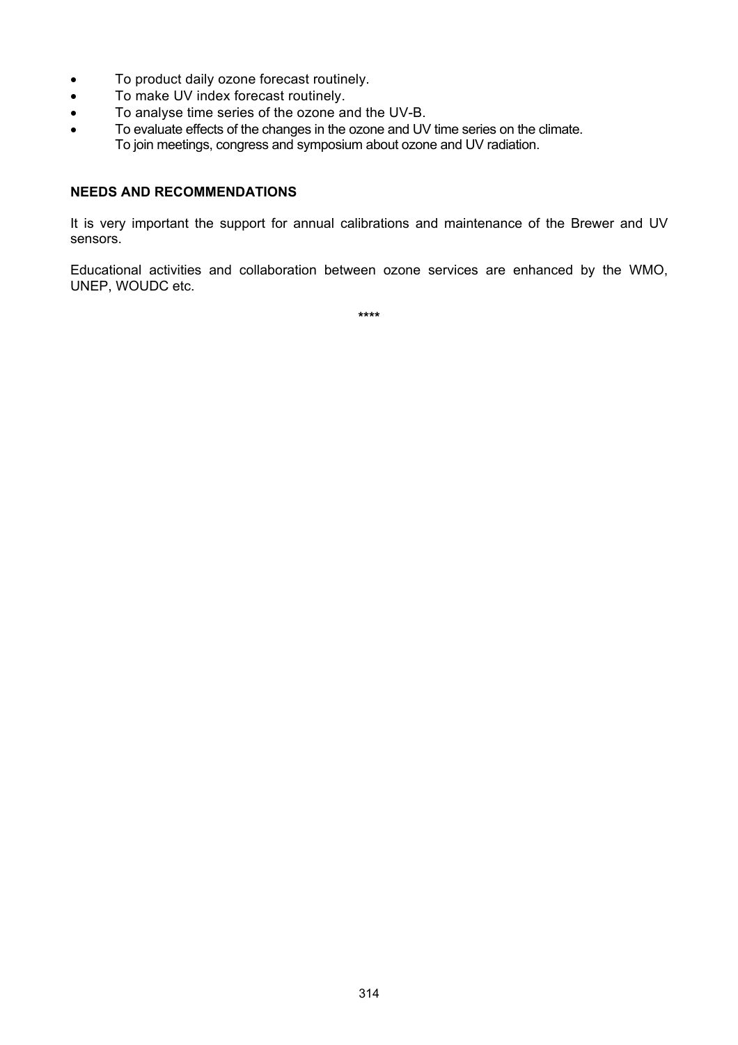- To product daily ozone forecast routinely.
- To make UV index forecast routinely.
- To analyse time series of the ozone and the UV-B.
- To evaluate effects of the changes in the ozone and UV time series on the climate.
  To join meetings, congress and symposium about ozone and UV radiation.

## NEEDS AND RECOMMENDATIONS

It is very important the support for annual calibrations and maintenance of the Brewer and UV sensors.

Educational activities and collaboration between ozone services are enhanced by the WMO, UNEP, WOUDC etc.

****